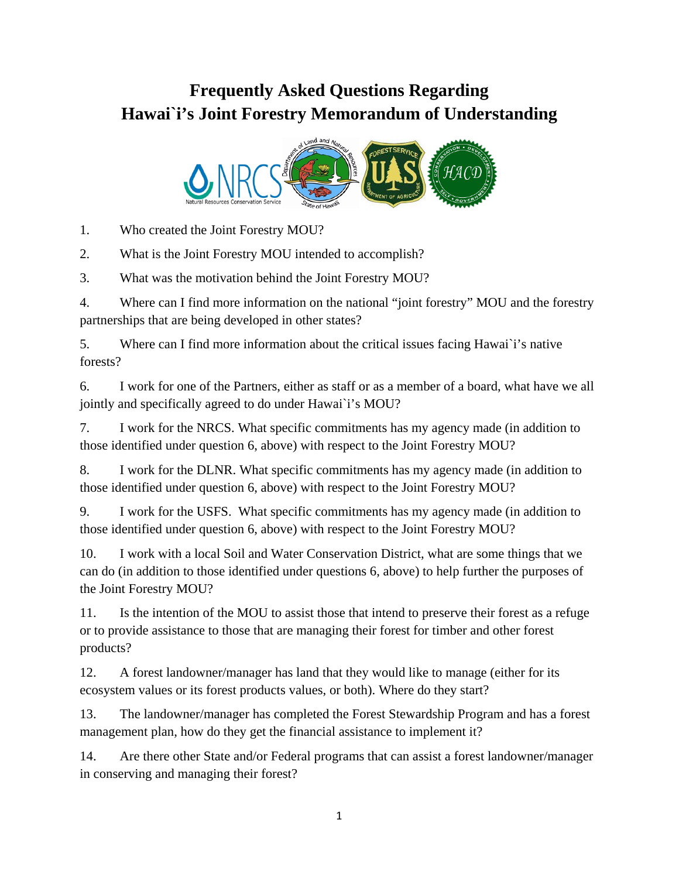# Frequently Asked Questions Regarding Hawai`i's Joint Forestry Memorandum of Understanding

1. Who created the Joint Forestry MOU?

2. What is the Joint Forestry MOU intended to accomplish?

3. What was the motivation behind the Joint Forestry MOU?

4. Where can I find more information on the national "joint forestry" MOU and the forestry partnerships that are being developed in other states?

5. Where can I find more information about the critical issues facing Hawai`i's native forests?

6. I work for one of the Partners, either as staff or as a member of a board, what have we all jointly and specifically agreed to do under Hawai`i's MOU?

7. I work for the NRCS. What specific commitments has my agency made (in addition to those identified under question 6, above) with respect to the Joint Forestry MOU?

8. I work for the DLNR. What specific commitments has my agency made (in addition to those identified under question 6, above) with respect to the Joint Forestry MOU?

9. I work for the USFS. What specific commitments has my agency made (in addition to those identified under question 6, above) with respect to the Joint Forestry MOU?

10. I work with a local Soil and Water Conservation District, what are some things that we can do (in addition to those identified under questions 6, above) to help further the purposes of the Joint Forestry MOU?

11. Is the intention of the MOU to assist those that intend to preserve their forest as a refuge or to provide assistance to those that are managing their forest for timber and other forest products?

12. A forest landowner/manager has land that they would like to manage (either for its ecosystem values or its forest products values, or both). Where do they start?

13. The landowner/manager has completed the Forest Stewardship Program and has a forest management plan, how do they get the financial assistance to implement it?

14. Are there other State and/or Federal programs that can assist a forest landowner/manager in conserving and managing their forest?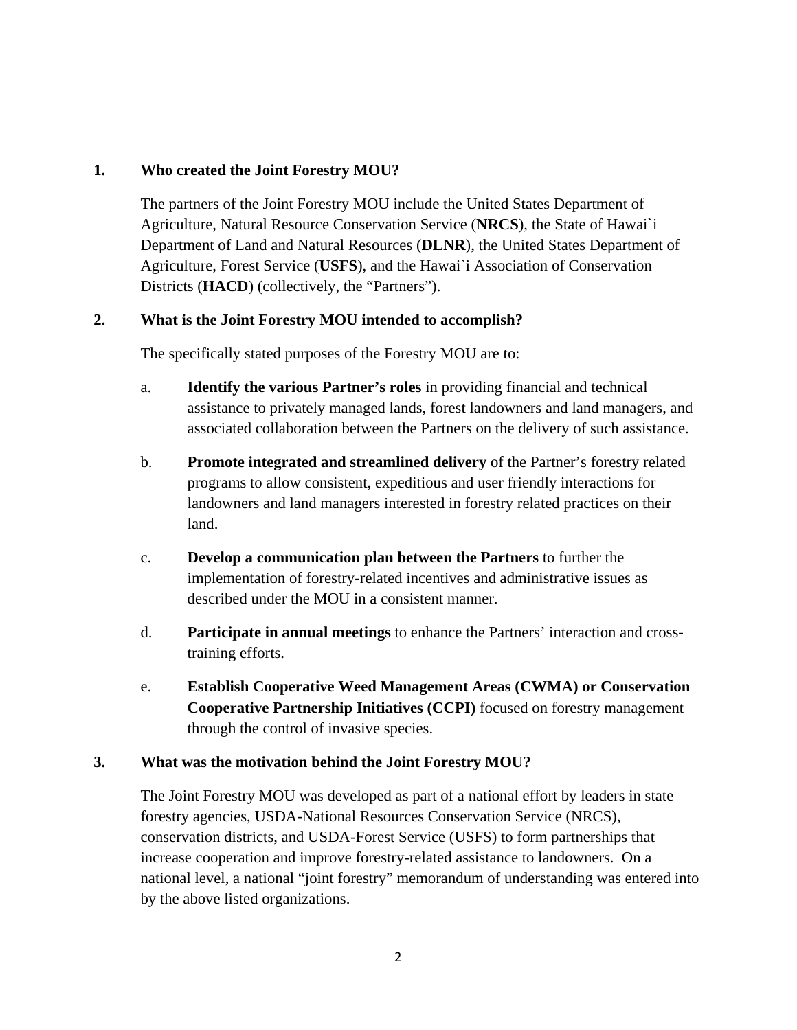**1. Who created the Joint Forestry MOU?**

The partners of the Joint Forestry MOU include the United States Department of Agriculture, Natural Resource Conservation Service (**NRCS**), the State of Hawai`i Department of Land and Natural Resources (**DLNR**), the United States Department of Agriculture, Forest Service (**USFS**), and the Hawai`i Association of Conservation Districts (**HACD**) (collectively, the "Partners").

**2. What is the Joint Forestry MOU intended to accomplish?**

The specifically stated purposes of the Forestry MOU are to:

a. **Identify the various Partner's roles** in providing financial and technical assistance to privately managed lands, forest landowners and land managers, and associated collaboration between the Partners on the delivery of such assistance.

b. **Promote integrated and streamlined delivery** of the Partner's forestry related programs to allow consistent, expeditious and user friendly interactions for landowners and land managers interested in forestry related practices on their land.

c. **Develop a communication plan between the Partners** to further the implementation of forestry-related incentives and administrative issues as described under the MOU in a consistent manner.

d. **Participate in annual meetings** to enhance the Partners' interaction and cross-training efforts.

e. **Establish Cooperative Weed Management Areas (CWMA) or Conservation Cooperative Partnership Initiatives (CCPI)** focused on forestry management through the control of invasive species.

**3. What was the motivation behind the Joint Forestry MOU?**

The Joint Forestry MOU was developed as part of a national effort by leaders in state forestry agencies, USDA-National Resources Conservation Service (NRCS), conservation districts, and USDA-Forest Service (USFS) to form partnerships that increase cooperation and improve forestry-related assistance to landowners. On a national level, a national "joint forestry" memorandum of understanding was entered into by the above listed organizations.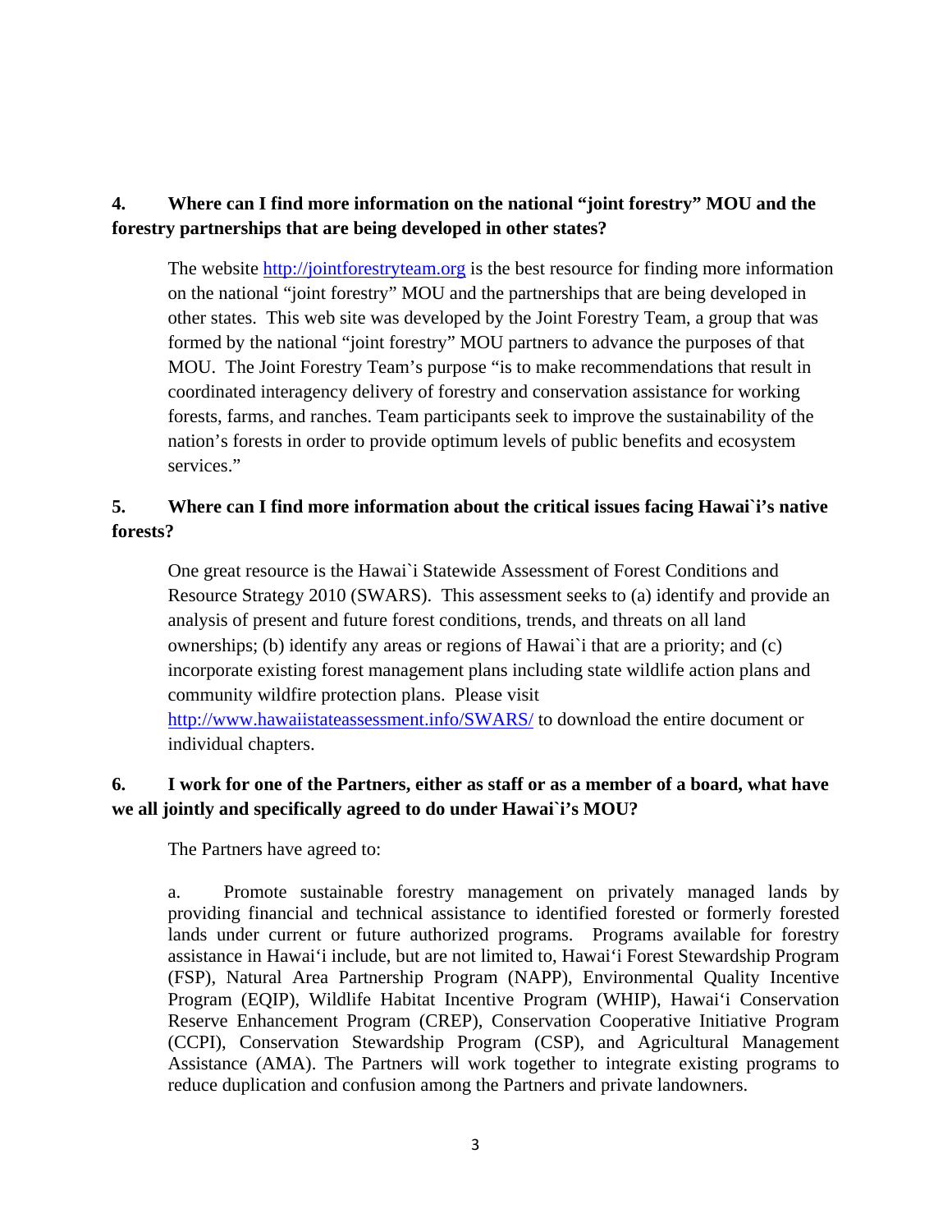**4. Where can I find more information on the national "joint forestry" MOU and the forestry partnerships that are being developed in other states?**

The website http://jointforestryteam.org is the best resource for finding more information on the national "joint forestry" MOU and the partnerships that are being developed in other states. This web site was developed by the Joint Forestry Team, a group that was formed by the national "joint forestry" MOU partners to advance the purposes of that MOU. The Joint Forestry Team's purpose "is to make recommendations that result in coordinated interagency delivery of forestry and conservation assistance for working forests, farms, and ranches. Team participants seek to improve the sustainability of the nation's forests in order to provide optimum levels of public benefits and ecosystem services."

**5. Where can I find more information about the critical issues facing Hawai`i's native forests?**

One great resource is the Hawai`i Statewide Assessment of Forest Conditions and Resource Strategy 2010 (SWARS). This assessment seeks to (a) identify and provide an analysis of present and future forest conditions, trends, and threats on all land ownerships; (b) identify any areas or regions of Hawai`i that are a priority; and (c) incorporate existing forest management plans including state wildlife action plans and community wildfire protection plans. Please visit http://www.hawaiistateassessment.info/SWARS/ to download the entire document or individual chapters.

**6. I work for one of the Partners, either as staff or as a member of a board, what have we all jointly and specifically agreed to do under Hawai`i's MOU?**

The Partners have agreed to:

a. Promote sustainable forestry management on privately managed lands by providing financial and technical assistance to identified forested or formerly forested lands under current or future authorized programs. Programs available for forestry assistance in Hawai'i include, but are not limited to, Hawai'i Forest Stewardship Program (FSP), Natural Area Partnership Program (NAPP), Environmental Quality Incentive Program (EQIP), Wildlife Habitat Incentive Program (WHIP), Hawai'i Conservation Reserve Enhancement Program (CREP), Conservation Cooperative Initiative Program (CCPI), Conservation Stewardship Program (CSP), and Agricultural Management Assistance (AMA). The Partners will work together to integrate existing programs to reduce duplication and confusion among the Partners and private landowners.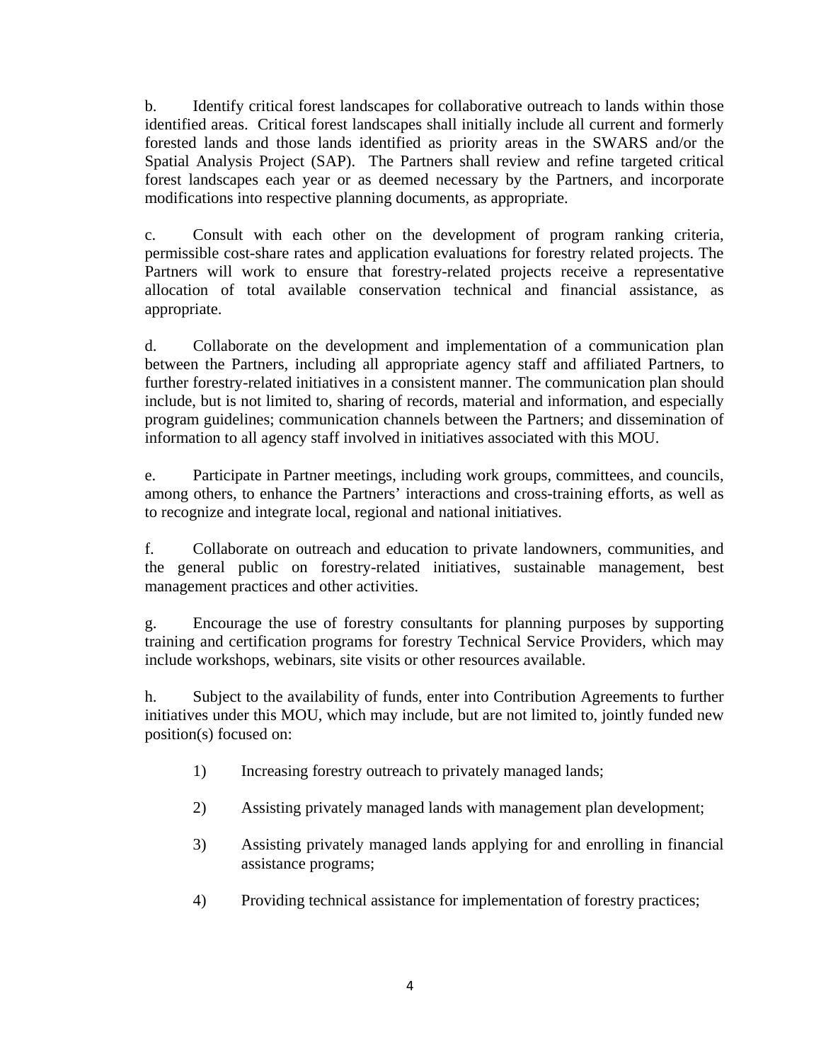b. Identify critical forest landscapes for collaborative outreach to lands within those identified areas. Critical forest landscapes shall initially include all current and formerly forested lands and those lands identified as priority areas in the SWARS and/or the Spatial Analysis Project (SAP). The Partners shall review and refine targeted critical forest landscapes each year or as deemed necessary by the Partners, and incorporate modifications into respective planning documents, as appropriate.

c. Consult with each other on the development of program ranking criteria, permissible cost-share rates and application evaluations for forestry related projects. The Partners will work to ensure that forestry-related projects receive a representative allocation of total available conservation technical and financial assistance, as appropriate.

d. Collaborate on the development and implementation of a communication plan between the Partners, including all appropriate agency staff and affiliated Partners, to further forestry-related initiatives in a consistent manner. The communication plan should include, but is not limited to, sharing of records, material and information, and especially program guidelines; communication channels between the Partners; and dissemination of information to all agency staff involved in initiatives associated with this MOU.

e. Participate in Partner meetings, including work groups, committees, and councils, among others, to enhance the Partners' interactions and cross-training efforts, as well as to recognize and integrate local, regional and national initiatives.

f. Collaborate on outreach and education to private landowners, communities, and the general public on forestry-related initiatives, sustainable management, best management practices and other activities.

g. Encourage the use of forestry consultants for planning purposes by supporting training and certification programs for forestry Technical Service Providers, which may include workshops, webinars, site visits or other resources available.

h. Subject to the availability of funds, enter into Contribution Agreements to further initiatives under this MOU, which may include, but are not limited to, jointly funded new position(s) focused on:

1) Increasing forestry outreach to privately managed lands;

2) Assisting privately managed lands with management plan development;

3) Assisting privately managed lands applying for and enrolling in financial assistance programs;

4) Providing technical assistance for implementation of forestry practices;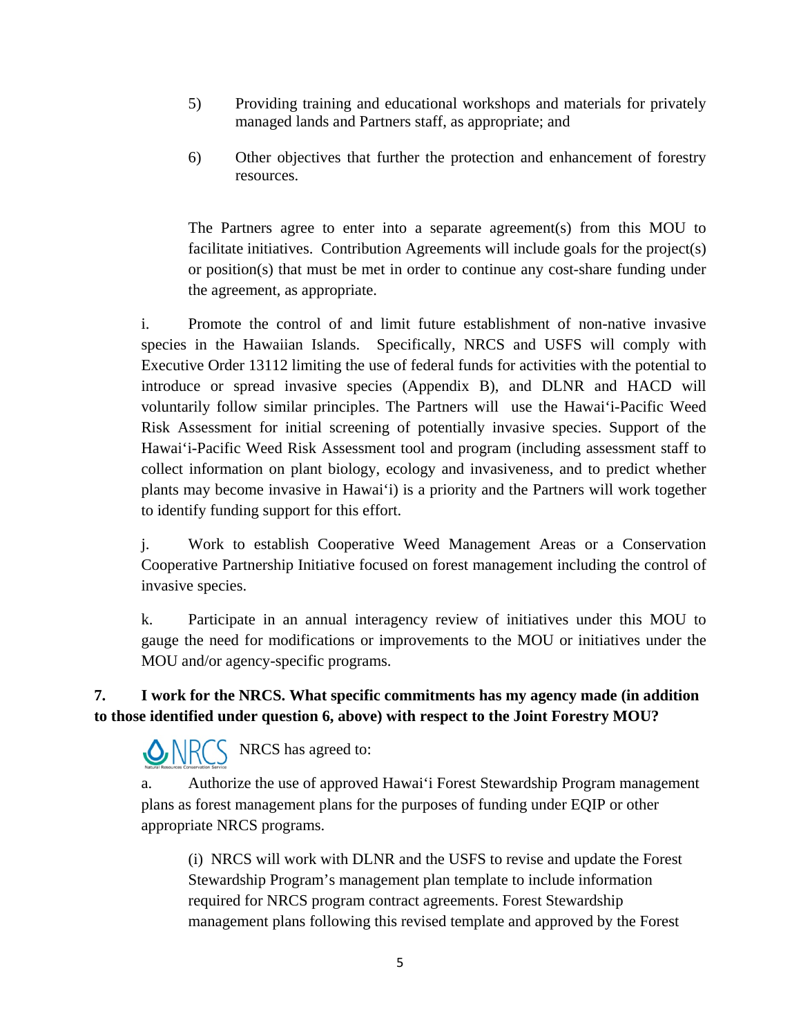5) Providing training and educational workshops and materials for privately managed lands and Partners staff, as appropriate; and

6) Other objectives that further the protection and enhancement of forestry resources.

The Partners agree to enter into a separate agreement(s) from this MOU to facilitate initiatives. Contribution Agreements will include goals for the project(s) or position(s) that must be met in order to continue any cost-share funding under the agreement, as appropriate.

i. Promote the control of and limit future establishment of non-native invasive species in the Hawaiian Islands. Specifically, NRCS and USFS will comply with Executive Order 13112 limiting the use of federal funds for activities with the potential to introduce or spread invasive species (Appendix B), and DLNR and HACD will voluntarily follow similar principles. The Partners will use the Hawai'i-Pacific Weed Risk Assessment for initial screening of potentially invasive species. Support of the Hawai'i-Pacific Weed Risk Assessment tool and program (including assessment staff to collect information on plant biology, ecology and invasiveness, and to predict whether plants may become invasive in Hawai'i) is a priority and the Partners will work together to identify funding support for this effort.

j. Work to establish Cooperative Weed Management Areas or a Conservation Cooperative Partnership Initiative focused on forest management including the control of invasive species.

k. Participate in an annual interagency review of initiatives under this MOU to gauge the need for modifications or improvements to the MOU or initiatives under the MOU and/or agency-specific programs.

**7. I work for the NRCS. What specific commitments has my agency made (in addition to those identified under question 6, above) with respect to the Joint Forestry MOU?**

NRCS has agreed to:

a. Authorize the use of approved Hawai'i Forest Stewardship Program management plans as forest management plans for the purposes of funding under EQIP or other appropriate NRCS programs.

(i) NRCS will work with DLNR and the USFS to revise and update the Forest Stewardship Program's management plan template to include information required for NRCS program contract agreements. Forest Stewardship management plans following this revised template and approved by the Forest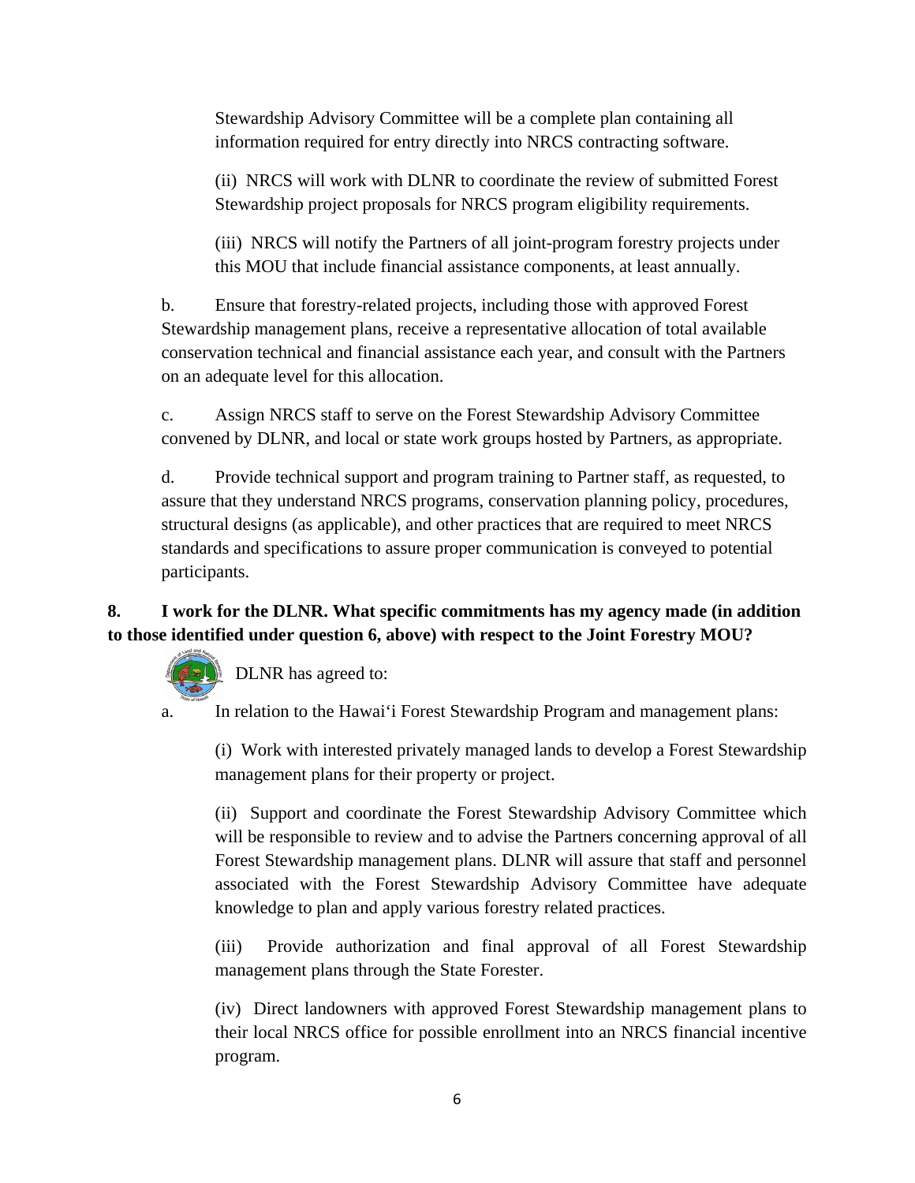Stewardship Advisory Committee will be a complete plan containing all information required for entry directly into NRCS contracting software.

(ii) NRCS will work with DLNR to coordinate the review of submitted Forest Stewardship project proposals for NRCS program eligibility requirements.

(iii) NRCS will notify the Partners of all joint-program forestry projects under this MOU that include financial assistance components, at least annually.

b. Ensure that forestry-related projects, including those with approved Forest Stewardship management plans, receive a representative allocation of total available conservation technical and financial assistance each year, and consult with the Partners on an adequate level for this allocation.

c. Assign NRCS staff to serve on the Forest Stewardship Advisory Committee convened by DLNR, and local or state work groups hosted by Partners, as appropriate.

d. Provide technical support and program training to Partner staff, as requested, to assure that they understand NRCS programs, conservation planning policy, procedures, structural designs (as applicable), and other practices that are required to meet NRCS standards and specifications to assure proper communication is conveyed to potential participants.

**8. I work for the DLNR. What specific commitments has my agency made (in addition to those identified under question 6, above) with respect to the Joint Forestry MOU?**

DLNR has agreed to:

a. In relation to the Hawaiʻi Forest Stewardship Program and management plans:

(i) Work with interested privately managed lands to develop a Forest Stewardship management plans for their property or project.

(ii) Support and coordinate the Forest Stewardship Advisory Committee which will be responsible to review and to advise the Partners concerning approval of all Forest Stewardship management plans. DLNR will assure that staff and personnel associated with the Forest Stewardship Advisory Committee have adequate knowledge to plan and apply various forestry related practices.

(iii) Provide authorization and final approval of all Forest Stewardship management plans through the State Forester.

(iv) Direct landowners with approved Forest Stewardship management plans to their local NRCS office for possible enrollment into an NRCS financial incentive program.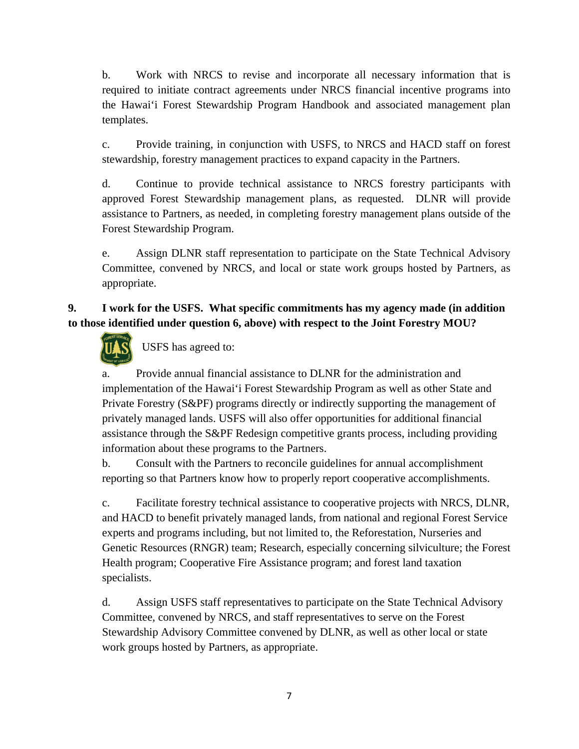b. Work with NRCS to revise and incorporate all necessary information that is required to initiate contract agreements under NRCS financial incentive programs into the Hawai'i Forest Stewardship Program Handbook and associated management plan templates.

c. Provide training, in conjunction with USFS, to NRCS and HACD staff on forest stewardship, forestry management practices to expand capacity in the Partners.

d. Continue to provide technical assistance to NRCS forestry participants with approved Forest Stewardship management plans, as requested. DLNR will provide assistance to Partners, as needed, in completing forestry management plans outside of the Forest Stewardship Program.

e. Assign DLNR staff representation to participate on the State Technical Advisory Committee, convened by NRCS, and local or state work groups hosted by Partners, as appropriate.

**9. I work for the USFS. What specific commitments has my agency made (in addition to those identified under question 6, above) with respect to the Joint Forestry MOU?**

USFS has agreed to:

a. Provide annual financial assistance to DLNR for the administration and implementation of the Hawai'i Forest Stewardship Program as well as other State and Private Forestry (S&PF) programs directly or indirectly supporting the management of privately managed lands. USFS will also offer opportunities for additional financial assistance through the S&PF Redesign competitive grants process, including providing information about these programs to the Partners.

b. Consult with the Partners to reconcile guidelines for annual accomplishment reporting so that Partners know how to properly report cooperative accomplishments.

c. Facilitate forestry technical assistance to cooperative projects with NRCS, DLNR, and HACD to benefit privately managed lands, from national and regional Forest Service experts and programs including, but not limited to, the Reforestation, Nurseries and Genetic Resources (RNGR) team; Research, especially concerning silviculture; the Forest Health program; Cooperative Fire Assistance program; and forest land taxation specialists.

d. Assign USFS staff representatives to participate on the State Technical Advisory Committee, convened by NRCS, and staff representatives to serve on the Forest Stewardship Advisory Committee convened by DLNR, as well as other local or state work groups hosted by Partners, as appropriate.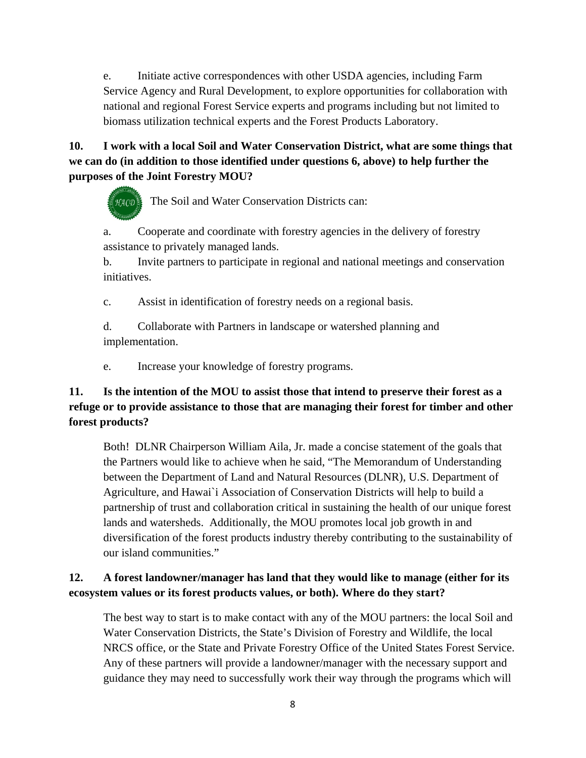e. Initiate active correspondences with other USDA agencies, including Farm Service Agency and Rural Development, to explore opportunities for collaboration with national and regional Forest Service experts and programs including but not limited to biomass utilization technical experts and the Forest Products Laboratory.

**10. I work with a local Soil and Water Conservation District, what are some things that we can do (in addition to those identified under questions 6, above) to help further the purposes of the Joint Forestry MOU?**

The Soil and Water Conservation Districts can:

a. Cooperate and coordinate with forestry agencies in the delivery of forestry assistance to privately managed lands.

b. Invite partners to participate in regional and national meetings and conservation initiatives.

c. Assist in identification of forestry needs on a regional basis.

d. Collaborate with Partners in landscape or watershed planning and implementation.

e. Increase your knowledge of forestry programs.

**11. Is the intention of the MOU to assist those that intend to preserve their forest as a refuge or to provide assistance to those that are managing their forest for timber and other forest products?**

Both! DLNR Chairperson William Aila, Jr. made a concise statement of the goals that the Partners would like to achieve when he said, "The Memorandum of Understanding between the Department of Land and Natural Resources (DLNR), U.S. Department of Agriculture, and Hawai`i Association of Conservation Districts will help to build a partnership of trust and collaboration critical in sustaining the health of our unique forest lands and watersheds. Additionally, the MOU promotes local job growth in and diversification of the forest products industry thereby contributing to the sustainability of our island communities."

**12. A forest landowner/manager has land that they would like to manage (either for its ecosystem values or its forest products values, or both). Where do they start?**

The best way to start is to make contact with any of the MOU partners: the local Soil and Water Conservation Districts, the State's Division of Forestry and Wildlife, the local NRCS office, or the State and Private Forestry Office of the United States Forest Service. Any of these partners will provide a landowner/manager with the necessary support and guidance they may need to successfully work their way through the programs which will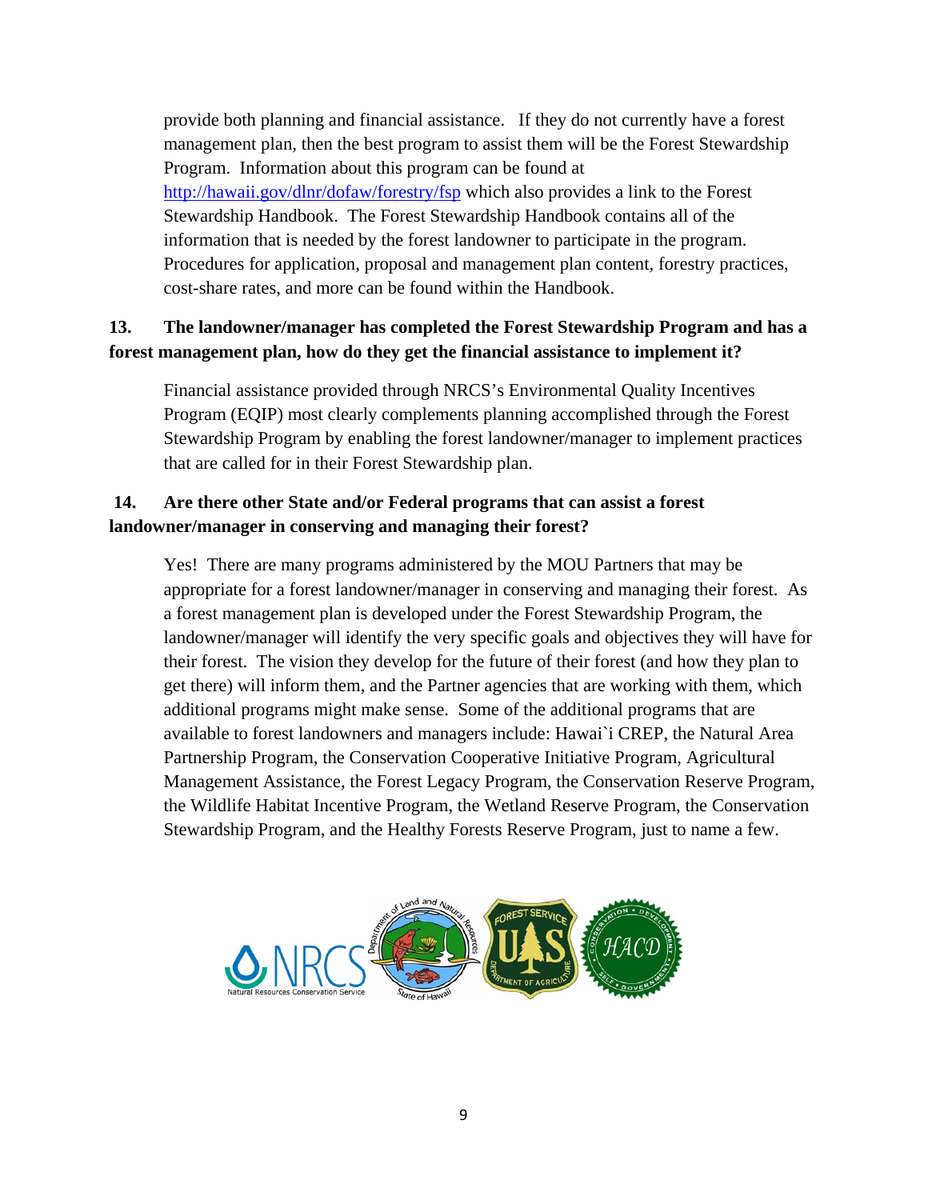provide both planning and financial assistance. If they do not currently have a forest management plan, then the best program to assist them will be the Forest Stewardship Program. Information about this program can be found at http://hawaii.gov/dlnr/dofaw/forestry/fsp which also provides a link to the Forest Stewardship Handbook. The Forest Stewardship Handbook contains all of the information that is needed by the forest landowner to participate in the program. Procedures for application, proposal and management plan content, forestry practices, cost-share rates, and more can be found within the Handbook.

**13. The landowner/manager has completed the Forest Stewardship Program and has a forest management plan, how do they get the financial assistance to implement it?**

Financial assistance provided through NRCS's Environmental Quality Incentives Program (EQIP) most clearly complements planning accomplished through the Forest Stewardship Program by enabling the forest landowner/manager to implement practices that are called for in their Forest Stewardship plan.

**14. Are there other State and/or Federal programs that can assist a forest landowner/manager in conserving and managing their forest?**

Yes! There are many programs administered by the MOU Partners that may be appropriate for a forest landowner/manager in conserving and managing their forest. As a forest management plan is developed under the Forest Stewardship Program, the landowner/manager will identify the very specific goals and objectives they will have for their forest. The vision they develop for the future of their forest (and how they plan to get there) will inform them, and the Partner agencies that are working with them, which additional programs might make sense. Some of the additional programs that are available to forest landowners and managers include: Hawai`i CREP, the Natural Area Partnership Program, the Conservation Cooperative Initiative Program, Agricultural Management Assistance, the Forest Legacy Program, the Conservation Reserve Program, the Wildlife Habitat Incentive Program, the Wetland Reserve Program, the Conservation Stewardship Program, and the Healthy Forests Reserve Program, just to name a few.